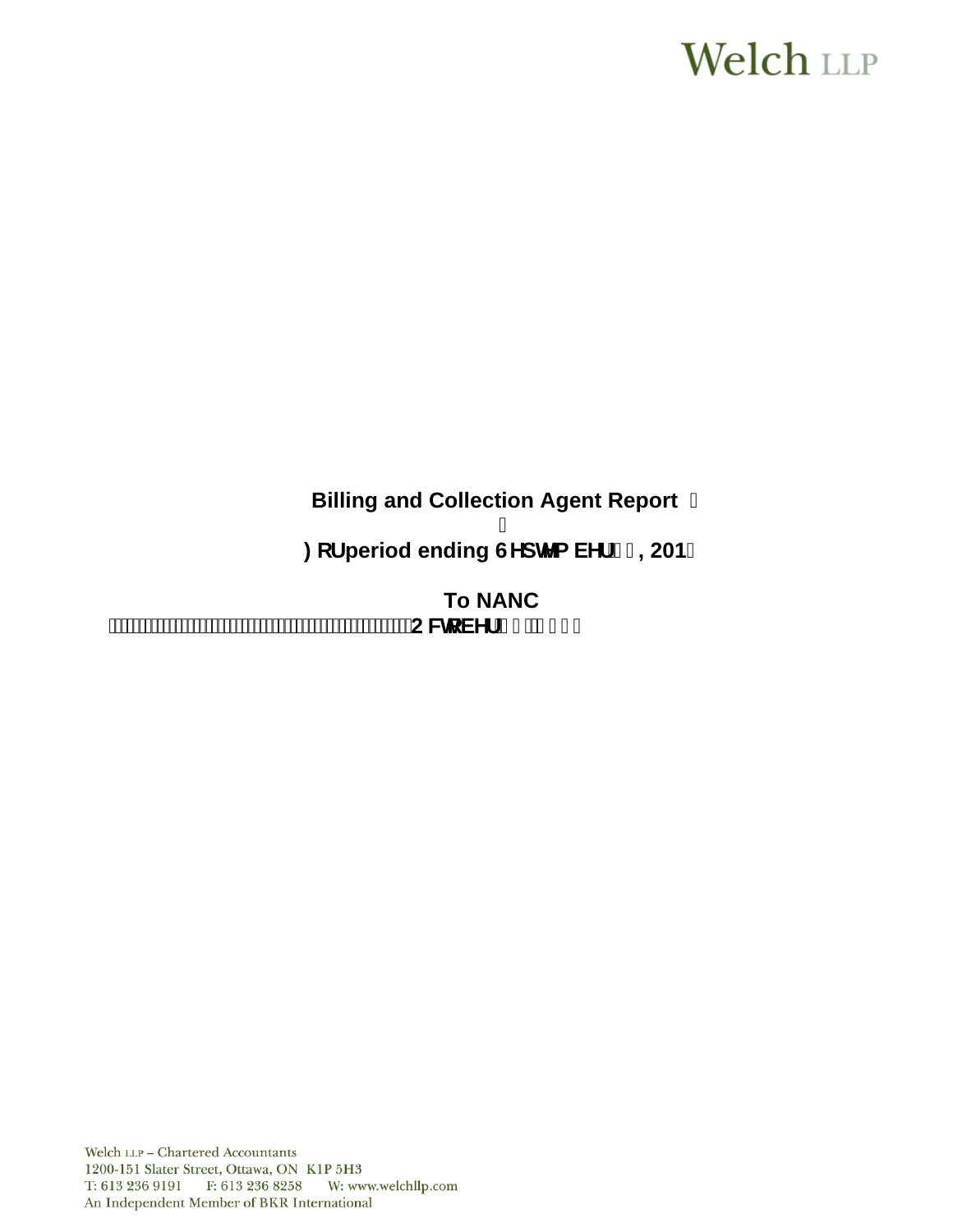Welch LLP

**Billing and Collection Agent Report**

**) RU period ending 6HSWHPEHU , 201**

**To NANC**

**2 FWREHU**

Welch LLP – Chartered Accountants
1200-151 Slater Street, Ottawa, ON K1P 5H3
T: 613 236 9191 F: 613 236 8258 W: www.welchllp.com
An Independent Member of BKR International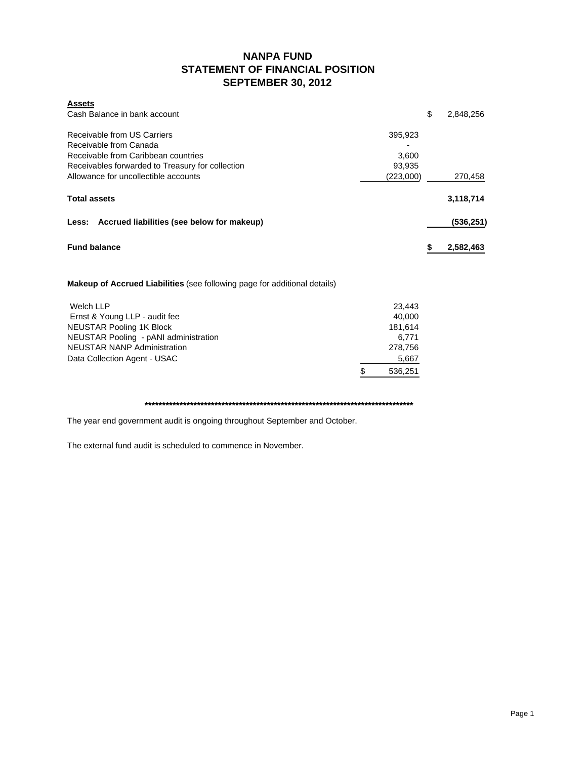# NANPA FUND
# STATEMENT OF FINANCIAL POSITION
# SEPTEMBER 30, 2012

| **Assets** | | |
|---|---|---|
| Cash Balance in bank account | | $ 2,848,256 |
| Receivable from US Carriers | 395,923 | |
| Receivable from Canada | - | |
| Receivable from Caribbean countries | 3,600 | |
| Receivables forwarded to Treasury for collection | 93,935 | |
| Allowance for uncollectible accounts | (223,000) | 270,458 |
| **Total assets** | | **3,118,714** |
| **Less: Accrued liabilities (see below for makeup)** | | **(536,251)** |
| **Fund balance** | | **$ 2,582,463** |

**Makeup of Accrued Liabilities** (see following page for additional details)

| | |
|---|---|
| Welch LLP | 23,443 |
| Ernst & Young LLP - audit fee | 40,000 |
| NEUSTAR Pooling 1K Block | 181,614 |
| NEUSTAR Pooling - pANI administration | 6,771 |
| NEUSTAR NANP Administration | 278,756 |
| Data Collection Agent - USAC | 5,667 |
| | $ 536,251 |

**************************************************************************************

The year end government audit is ongoing throughout September and October.

The external fund audit is scheduled to commence in November.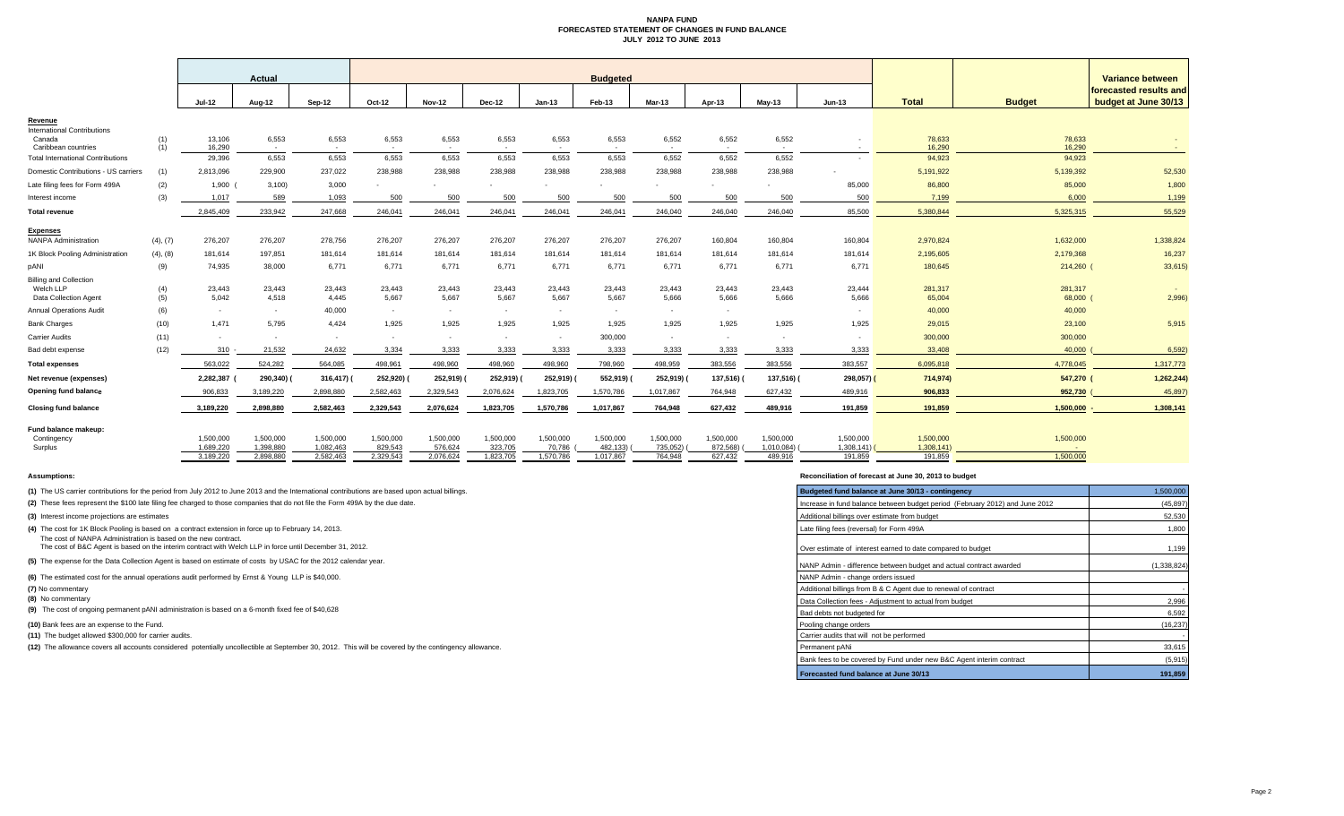# NANPA FUND
## FORECASTED STATEMENT OF CHANGES IN FUND BALANCE
### JULY 2012 TO JUNE 2013

| | | Actual | | | Budgeted | | | | | | | | | | | Variance between forecasted results and budget at June 30/13 |
|---|---|---|---|---|---|---|---|---|---|---|---|---|---|---|---|---|
| | | Jul-12 | Aug-12 | Sep-12 | Oct-12 | Nov-12 | Dec-12 | Jan-13 | Feb-13 | Mar-13 | Apr-13 | May-13 | Jun-13 | Total | Budget | |
| **Revenue** | | | | | | | | | | | | | | | | |
| International Contributions | | | | | | | | | | | | | | | | |
| Canada | (1) | 13,106 | 6,553 | 6,553 | 6,553 | 6,553 | 6,553 | 6,553 | 6,553 | 6,552 | 6,552 | 6,552 | - | 78,633 | 78,633 | - |
| Caribbean countries | (1) | 16,290 | - | - | - | - | - | - | - | - | - | - | - | 16,290 | 16,290 | - |
| Total International Contributions | | 29,396 | 6,553 | 6,553 | 6,553 | 6,553 | 6,553 | 6,553 | 6,553 | 6,552 | 6,552 | 6,552 | - | 94,923 | 94,923 | |
| Domestic Contributions - US carriers | (1) | 2,813,096 | 229,900 | 237,022 | 238,988 | 238,988 | 238,988 | 238,988 | 238,988 | 238,988 | 238,988 | 238,988 | - | 5,191,922 | 5,139,392 | 52,530 |
| Late filing fees for Form 499A | (2) | 1,900 | (3,100) | 3,000 | - | - | - | - | - | - | - | - | 85,000 | 86,800 | 85,000 | 1,800 |
| Interest income | (3) | 1,017 | 589 | 1,093 | 500 | 500 | 500 | 500 | 500 | 500 | 500 | 500 | 500 | 7,199 | 6,000 | 1,199 |
| **Total revenue** | | 2,845,409 | 233,942 | 247,668 | 246,041 | 246,041 | 246,041 | 246,041 | 246,041 | 246,040 | 246,040 | 246,040 | 85,500 | 5,380,844 | 5,325,315 | 55,529 |
| **Expenses** | | | | | | | | | | | | | | | | |
| NANPA Administration | (4), (7) | 276,207 | 276,207 | 278,756 | 276,207 | 276,207 | 276,207 | 276,207 | 276,207 | 276,207 | 160,804 | 160,804 | 160,804 | 2,970,824 | 1,632,000 | 1,338,824 |
| 1K Block Pooling Administration | (4), (8) | 181,614 | 197,851 | 181,614 | 181,614 | 181,614 | 181,614 | 181,614 | 181,614 | 181,614 | 181,614 | 181,614 | 181,614 | 2,195,605 | 2,179,368 | 16,237 |
| pANI | (9) | 74,935 | 38,000 | 6,771 | 6,771 | 6,771 | 6,771 | 6,771 | 6,771 | 6,771 | 6,771 | 6,771 | 6,771 | 180,645 | 214,260 | (33,615) |
| Billing and Collection | | | | | | | | | | | | | | | | |
| Welch LLP | (4) | 23,443 | 23,443 | 23,443 | 23,443 | 23,443 | 23,443 | 23,443 | 23,443 | 23,443 | 23,443 | 23,443 | 23,444 | 281,317 | 281,317 | - |
| Data Collection Agent | (5) | 5,042 | 4,518 | 4,445 | 5,667 | 5,667 | 5,667 | 5,667 | 5,667 | 5,666 | 5,666 | 5,666 | 5,666 | 65,004 | 68,000 | (2,996) |
| Annual Operations Audit | (6) | - | - | 40,000 | - | - | - | - | - | - | - | - | - | 40,000 | 40,000 | |
| Bank Charges | (10) | 1,471 | 5,795 | 4,424 | 1,925 | 1,925 | 1,925 | 1,925 | 1,925 | 1,925 | 1,925 | 1,925 | 1,925 | 29,015 | 23,100 | 5,915 |
| Carrier Audits | (11) | - | - | - | - | - | - | - | 300,000 | - | - | - | - | 300,000 | 300,000 | |
| Bad debt expense | (12) | 310 | 21,532 | 24,632 | 3,334 | 3,333 | 3,333 | 3,333 | 3,333 | 3,333 | 3,333 | 3,333 | 3,333 | 33,408 | 40,000 | (6,592) |
| **Total expenses** | | 563,022 | 524,282 | 564,085 | 498,961 | 498,960 | 498,960 | 498,960 | 798,960 | 498,959 | 383,556 | 383,556 | 383,557 | 6,095,818 | 4,778,045 | 1,317,773 |
| **Net revenue (expenses)** | | 2,282,387 | (290,340) | (316,417) | (252,920) | (252,919) | (252,919) | (252,919) | (552,919) | (252,919) | (137,516) | (137,516) | (298,057) | (714,974) | 547,270 | (1,262,244) |
| **Opening fund balance** | | 906,833 | 3,189,220 | 2,898,880 | 2,582,463 | 2,329,543 | 2,076,624 | 1,823,705 | 1,570,786 | 1,017,867 | 764,948 | 627,432 | 489,916 | 906,833 | 952,730 | (45,897) |
| **Closing fund balance** | | 3,189,220 | 2,898,880 | 2,582,463 | 2,329,543 | 2,076,624 | 1,823,705 | 1,570,786 | 1,017,867 | 764,948 | 627,432 | 489,916 | 191,859 | 191,859 | 1,500,000 | 1,308,141 |
| **Fund balance makeup:** | | | | | | | | | | | | | | | | |
| Contingency | | 1,500,000 | 1,500,000 | 1,500,000 | 1,500,000 | 1,500,000 | 1,500,000 | 1,500,000 | 1,500,000 | 1,500,000 | 1,500,000 | 1,500,000 | 1,500,000 | 1,500,000 | 1,500,000 | |
| Surplus | | 1,689,220 | 1,398,880 | 1,082,463 | 829,543 | 576,624 | 323,705 | 70,786 | (482,133) | (735,052) | (872,568) | (1,010,084) | (1,308,141) | (1,308,141) | - | |
| | | 3,189,220 | 2,898,880 | 2,582,463 | 2,329,543 | 2,076,624 | 1,823,705 | 1,570,786 | 1,017,867 | 764,948 | 627,432 | 489,916 | 191,859 | 191,859 | 1,500,000 | |

**Assumptions:**

**(1)** The US carrier contributions for the period from July 2012 to June 2013 and the International contributions are based upon actual billings.

**(2)** These fees represent the $100 late filing fee charged to those companies that do not file the Form 499A by the due date.

**(3)** Interest income projections are estimates

**(4)** The cost for 1K Block Pooling is based on a contract extension in force up to February 14, 2013.
The cost of NANPA Administration is based on the new contract.
The cost of B&C Agent is based on the interim contract with Welch LLP in force until December 31, 2012.

**(5)** The expense for the Data Collection Agent is based on estimate of costs by USAC for the 2012 calendar year.

**(6)** The estimated cost for the annual operations audit performed by Ernst & Young LLP is $40,000.

**(7)** No commentary

**(8)** No commentary

**(9)** The cost of ongoing permanent pANI administration is based on a 6-month fixed fee of $40,628

**(10)** Bank fees are an expense to the Fund.

**(11)** The budget allowed $300,000 for carrier audits.

**(12)** The allowance covers all accounts considered potentially uncollectible at September 30, 2012. This will be covered by the contingency allowance.

**Reconciliation of forecast at June 30, 2013 to budget**

| Item | Amount |
|---|---|
| **Budgeted fund balance at June 30/13 - contingency** | 1,500,000 |
| Increase in fund balance between budget period (February 2012) and June 2012 | (45,897) |
| Additional billings over estimate from budget | 52,530 |
| Late filing fees (reversal) for Form 499A | 1,800 |
| Over estimate of interest earned to date compared to budget | 1,199 |
| NANP Admin - difference between budget and actual contract awarded | (1,338,824) |
| NANP Admin - change orders issued | |
| Additional billings from B & C Agent due to renewal of contract | - |
| Data Collection fees - Adjustment to actual from budget | 2,996 |
| Bad debts not budgeted for | 6,592 |
| Pooling change orders | (16,237) |
| Carrier audits that will not be performed | - |
| Permanent pANi | 33,615 |
| Bank fees to be covered by Fund under new B&C Agent interim contract | (5,915) |
| **Forecasted fund balance at June 30/13** | **191,859** |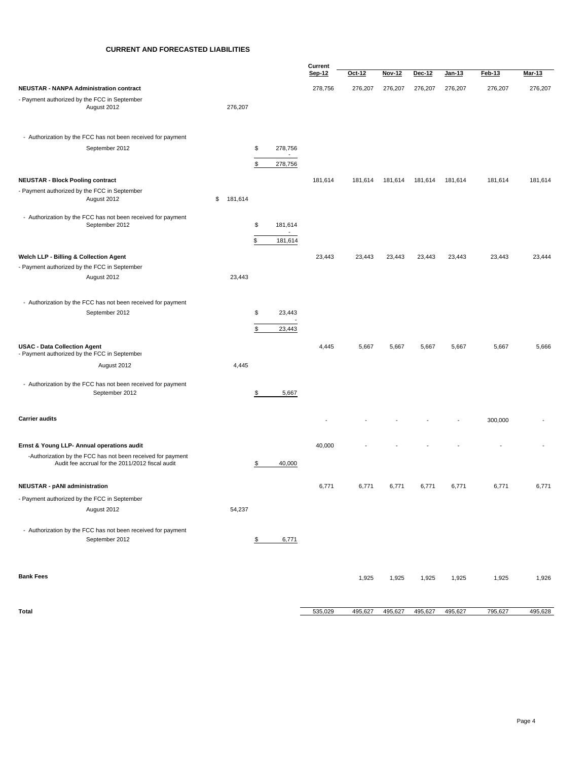# CURRENT AND FORECASTED LIABILITIES

| | | | Current Sep-12 | Oct-12 | Nov-12 | Dec-12 | Jan-13 | Feb-13 | Mar-13 |
|---|---|---|---|---|---|---|---|---|---|
| **NEUSTAR - NANPA Administration contract** | | | 278,756 | 276,207 | 276,207 | 276,207 | 276,207 | 276,207 | 276,207 |
| - Payment authorized by the FCC in September | | | | | | | | | |
| August 2012 | 276,207 | | | | | | | | |
| - Authorization by the FCC has not been received for payment | | | | | | | | | |
| September 2012 | | $ 278,756 | | | | | | | |
| | | - | | | | | | | |
| | | $ 278,756 | | | | | | | |
| **NEUSTAR - Block Pooling contract** | | | 181,614 | 181,614 | 181,614 | 181,614 | 181,614 | 181,614 | 181,614 |
| - Payment authorized by the FCC in September | | | | | | | | | |
| August 2012 | $ 181,614 | | | | | | | | |
| - Authorization by the FCC has not been received for payment | | | | | | | | | |
| September 2012 | | $ 181,614 | | | | | | | |
| | | - | | | | | | | |
| | | $ 181,614 | | | | | | | |
| **Welch LLP - Billing & Collection Agent** | | | 23,443 | 23,443 | 23,443 | 23,443 | 23,443 | 23,443 | 23,444 |
| - Payment authorized by the FCC in September | | | | | | | | | |
| August 2012 | 23,443 | | | | | | | | |
| - Authorization by the FCC has not been received for payment | | | | | | | | | |
| September 2012 | | $ 23,443 | | | | | | | |
| | | - | | | | | | | |
| | | $ 23,443 | | | | | | | |
| **USAC - Data Collection Agent** | | | 4,445 | 5,667 | 5,667 | 5,667 | 5,667 | 5,667 | 5,666 |
| - Payment authorized by the FCC in September | | | | | | | | | |
| August 2012 | 4,445 | | | | | | | | |
| - Authorization by the FCC has not been received for payment | | | | | | | | | |
| September 2012 | | $ 5,667 | | | | | | | |
| **Carrier audits** | | | - | - | - | - | - | 300,000 | - |
| **Ernst & Young LLP- Annual operations audit** | | | 40,000 | - | - | - | - | - | - |
| -Authorization by the FCC has not been received for payment Audit fee accrual for the 2011/2012 fiscal audit | | $ 40,000 | | | | | | | |
| **NEUSTAR - pANI administration** | | | 6,771 | 6,771 | 6,771 | 6,771 | 6,771 | 6,771 | 6,771 |
| - Payment authorized by the FCC in September | | | | | | | | | |
| August 2012 | 54,237 | | | | | | | | |
| - Authorization by the FCC has not been received for payment | | | | | | | | | |
| September 2012 | | $ 6,771 | | | | | | | |
| **Bank Fees** | | | | 1,925 | 1,925 | 1,925 | 1,925 | 1,925 | 1,926 |
| **Total** | | | 535,029 | 495,627 | 495,627 | 495,627 | 495,627 | 795,627 | 495,628 |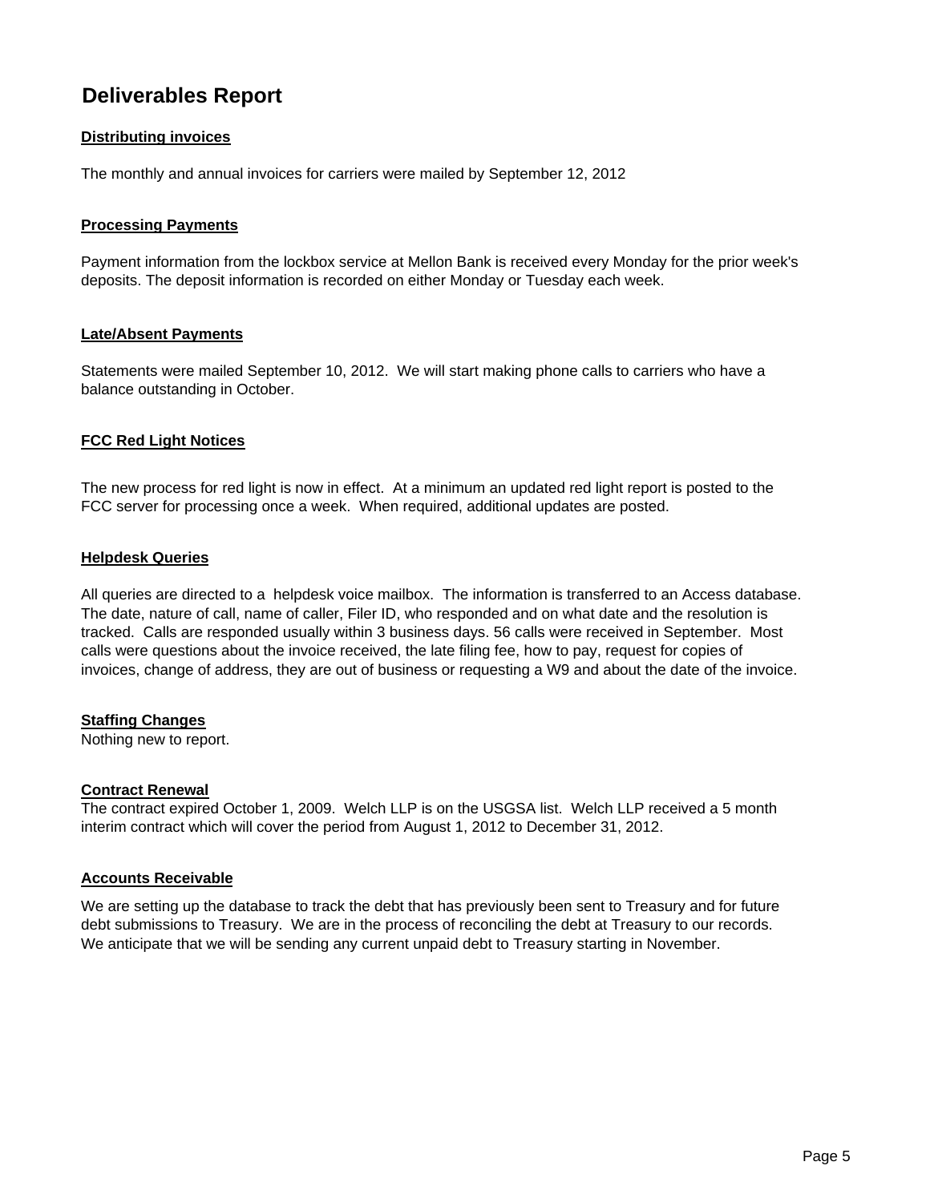# Deliverables Report

**Distributing invoices**

The monthly and annual invoices for carriers were mailed by September 12, 2012

**Processing Payments**

Payment information from the lockbox service at Mellon Bank is received every Monday for the prior week's deposits. The deposit information is recorded on either Monday or Tuesday each week.

**Late/Absent Payments**

Statements were mailed September 10, 2012. We will start making phone calls to carriers who have a balance outstanding in October.

**FCC Red Light Notices**

The new process for red light is now in effect. At a minimum an updated red light report is posted to the FCC server for processing once a week. When required, additional updates are posted.

**Helpdesk Queries**

All queries are directed to a helpdesk voice mailbox. The information is transferred to an Access database. The date, nature of call, name of caller, Filer ID, who responded and on what date and the resolution is tracked. Calls are responded usually within 3 business days. 56 calls were received in September. Most calls were questions about the invoice received, the late filing fee, how to pay, request for copies of invoices, change of address, they are out of business or requesting a W9 and about the date of the invoice.

**Staffing Changes**

Nothing new to report.

**Contract Renewal**

The contract expired October 1, 2009. Welch LLP is on the USGSA list. Welch LLP received a 5 month interim contract which will cover the period from August 1, 2012 to December 31, 2012.

**Accounts Receivable**

We are setting up the database to track the debt that has previously been sent to Treasury and for future debt submissions to Treasury. We are in the process of reconciling the debt at Treasury to our records. We anticipate that we will be sending any current unpaid debt to Treasury starting in November.